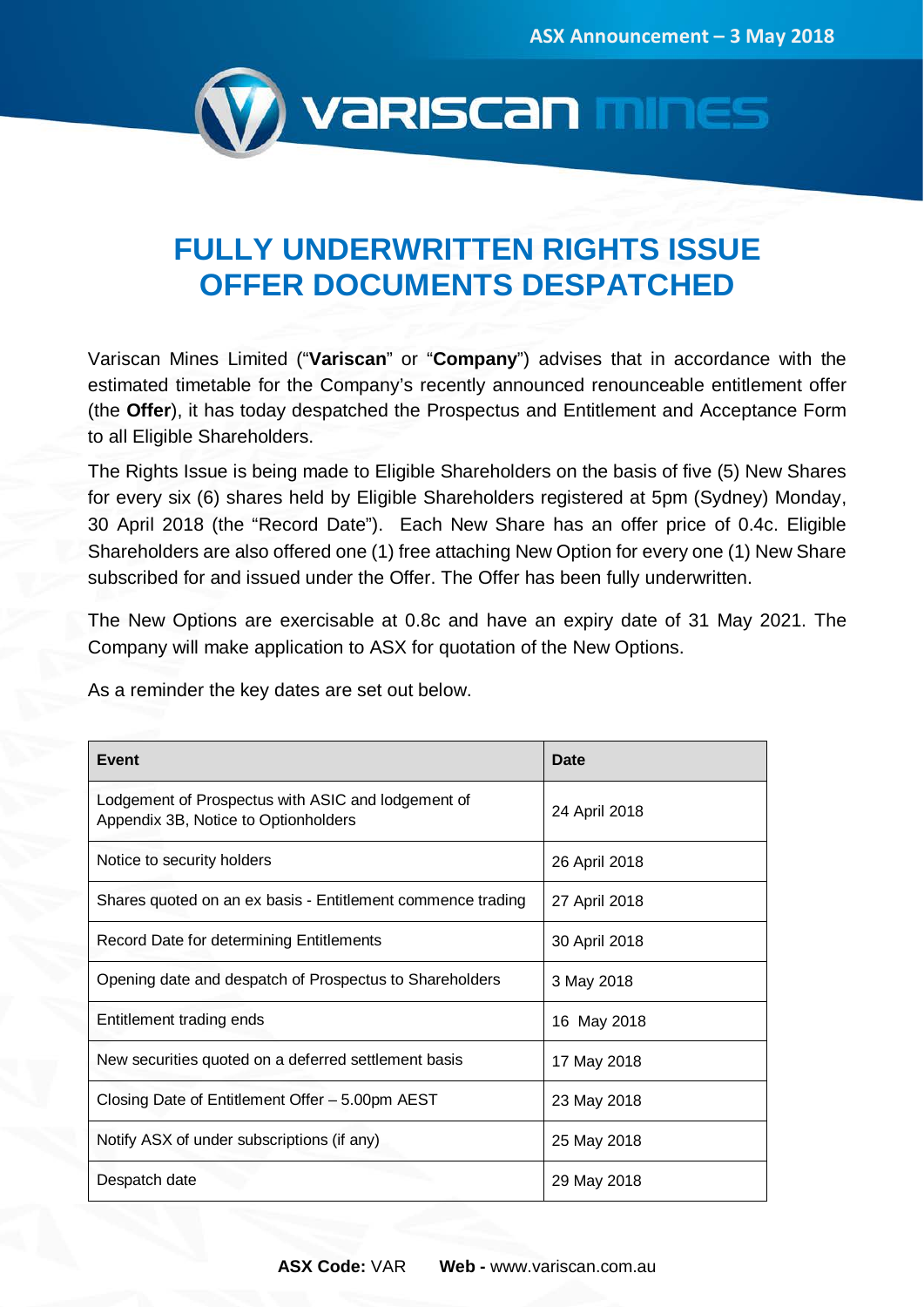ASX Announcement – 3 May 2018

# FULLY UNDERWRITTEN RIGHTS ISSUE OFFER DOCUMENTS DESPATCHED

Variscan Mines Limited ("**Variscan**" or "**Company**") advises that in accordance with the estimated timetable for the Company's recently announced renounceable entitlement offer (the **Offer**), it has today despatched the Prospectus and Entitlement and Acceptance Form to all Eligible Shareholders.

The Rights Issue is being made to Eligible Shareholders on the basis of five (5) New Shares for every six (6) shares held by Eligible Shareholders registered at 5pm (Sydney) Monday, 30 April 2018 (the "Record Date"). Each New Share has an offer price of 0.4c. Eligible Shareholders are also offered one (1) free attaching New Option for every one (1) New Share subscribed for and issued under the Offer. The Offer has been fully underwritten.

The New Options are exercisable at 0.8c and have an expiry date of 31 May 2021. The Company will make application to ASX for quotation of the New Options.

As a reminder the key dates are set out below.

| Event | Date |
|---|---|
| Lodgement of Prospectus with ASIC and lodgement of Appendix 3B, Notice to Optionholders | 24 April 2018 |
| Notice to security holders | 26 April 2018 |
| Shares quoted on an ex basis - Entitlement commence trading | 27 April 2018 |
| Record Date for determining Entitlements | 30 April 2018 |
| Opening date and despatch of Prospectus to Shareholders | 3 May 2018 |
| Entitlement trading ends | 16 May 2018 |
| New securities quoted on a deferred settlement basis | 17 May 2018 |
| Closing Date of Entitlement Offer – 5.00pm AEST | 23 May 2018 |
| Notify ASX of under subscriptions (if any) | 25 May 2018 |
| Despatch date | 29 May 2018 |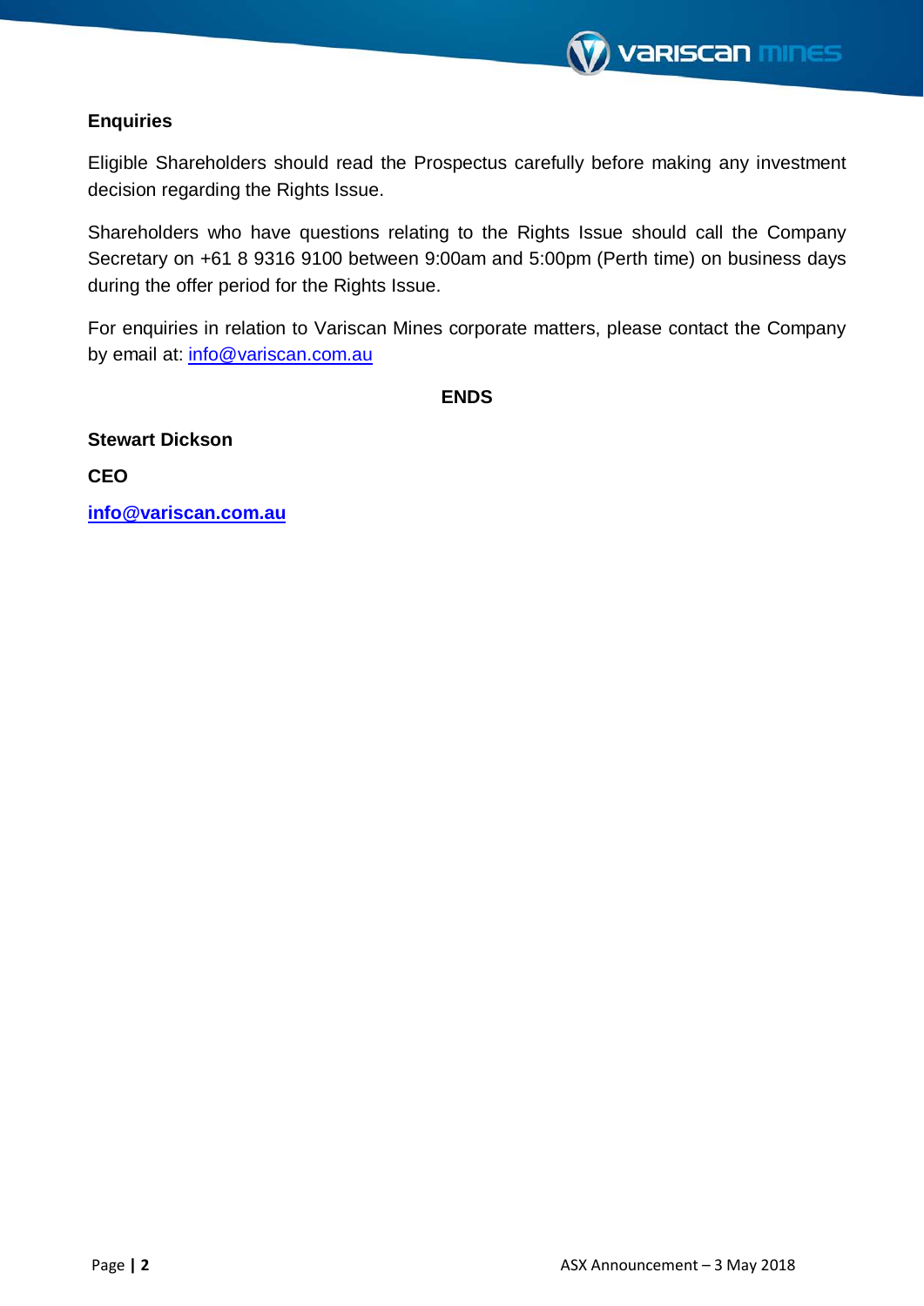**Enquiries**

Eligible Shareholders should read the Prospectus carefully before making any investment decision regarding the Rights Issue.

Shareholders who have questions relating to the Rights Issue should call the Company Secretary on +61 8 9316 9100 between 9:00am and 5:00pm (Perth time) on business days during the offer period for the Rights Issue.

For enquiries in relation to Variscan Mines corporate matters, please contact the Company by email at: info@variscan.com.au

**ENDS**

**Stewart Dickson**

**CEO**

**info@variscan.com.au**